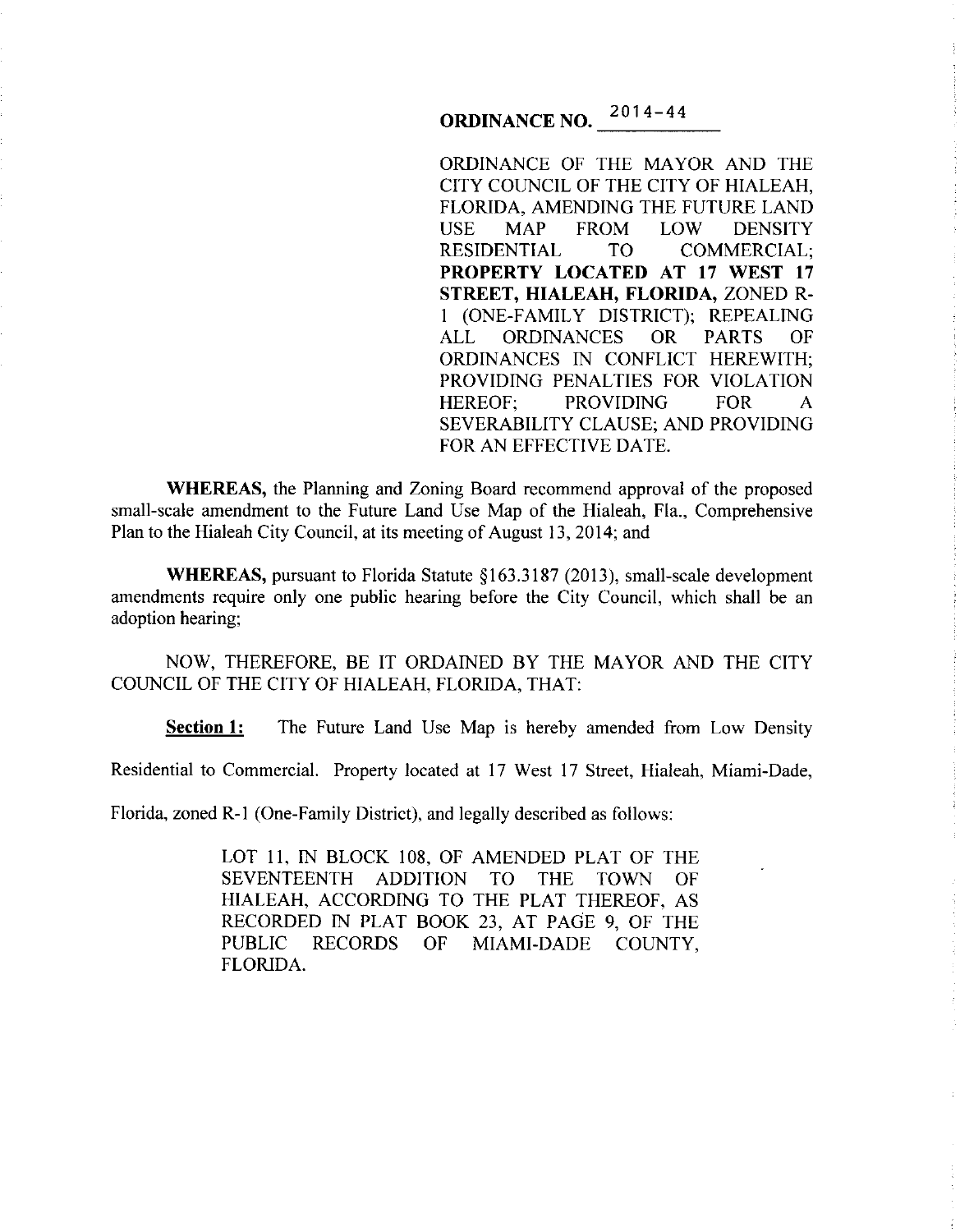# ORDINANCE NO. 2014-44

ORDINANCE OF THE MAYOR AND THE CITY COUNCIL OF THE CITY OF HIALEAH, FLORIDA, AMENDING THE FUTURE LAND USE MAP FROM LOW DENSITY RESIDENTIAL TO COMMERCIAL; **PROPERTY LOCATED AT 17 WEST 17 STREET, HIALEAH, FLORIDA,** ZONED R-1 (ONE-FAMILY DISTRICT); REPEALING ALL ORDINANCES OR PARTS OF ORDINANCES IN CONFLICT HEREWITH; PROVIDING PENALTIES FOR VIOLATION HEREOF; PROVIDING FOR A SEVERABILITY CLAUSE; AND PROVIDING FOR AN EFFECTIVE DATE.

**WHEREAS,** the Planning and Zoning Board recommend approval of the proposed small-scale amendment to the Future Land Use Map of the Hialeah, Fla., Comprehensive Plan to the Hialeah City Council, at its meeting of August 13, 2014; and

**WHEREAS,** pursuant to Florida Statute §163.3187 (2013), small-scale development amendments require only one public hearing before the City Council, which shall be an adoption hearing;

NOW, THEREFORE, BE IT ORDAINED BY THE MAYOR AND THE CITY COUNCIL OF THE CITY OF HIALEAH, FLORIDA, THAT:

**Section 1:** The Future Land Use Map is hereby amended from Low Density Residential to Commercial. Property located at 17 West 17 Street, Hialeah, Miami-Dade, Florida, zoned R-1 (One-Family District), and legally described as follows:

> LOT 11, IN BLOCK 108, OF AMENDED PLAT OF THE SEVENTEENTH ADDITION TO THE TOWN OF HIALEAH, ACCORDING TO THE PLAT THEREOF, AS RECORDED IN PLAT BOOK 23, AT PAGE 9, OF THE PUBLIC RECORDS OF MIAMI-DADE COUNTY, FLORIDA.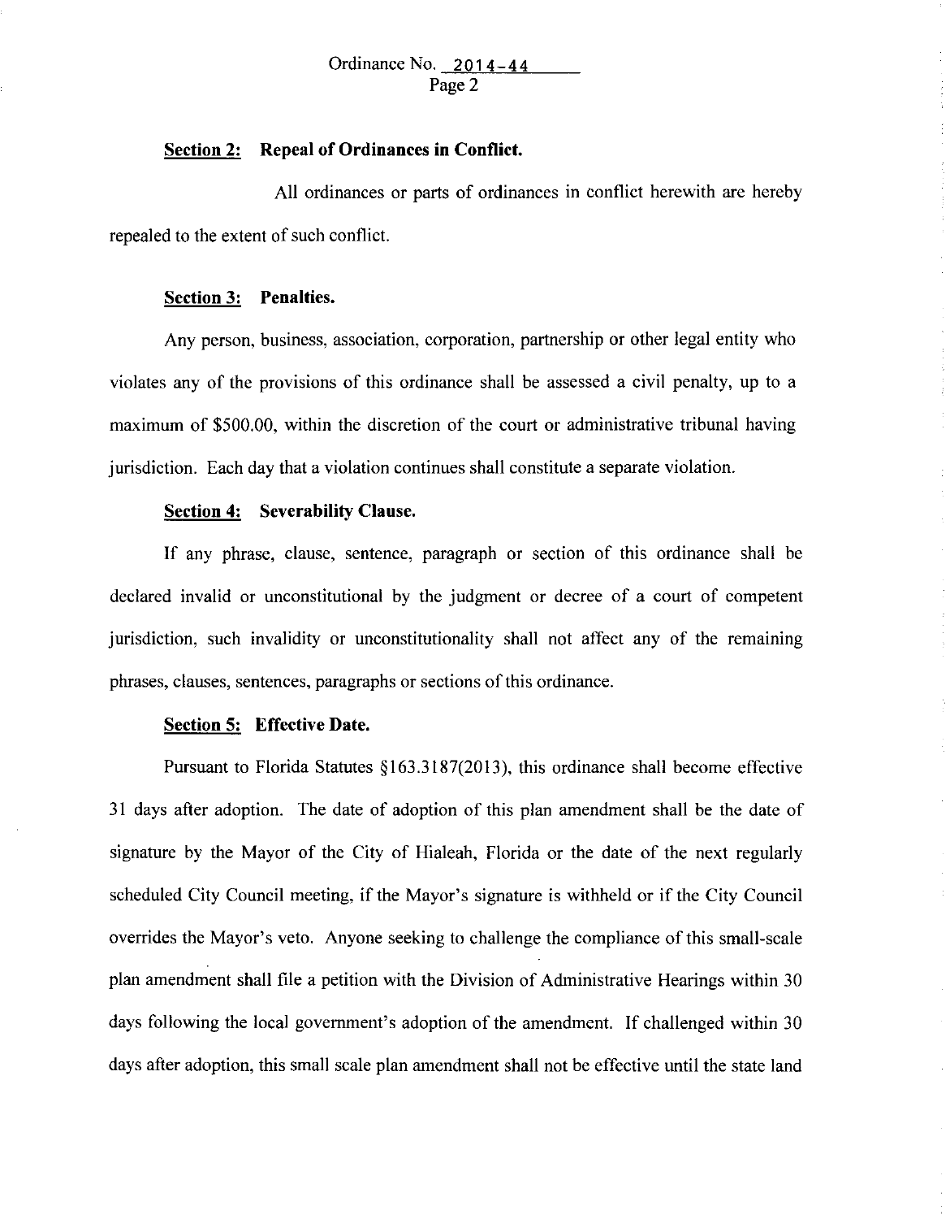## Section 2: Repeal of Ordinances in Conflict.

All ordinances or parts of ordinances in conflict herewith are hereby repealed to the extent of such conflict.

## Section 3: Penalties.

Any person, business, association, corporation, partnership or other legal entity who violates any of the provisions of this ordinance shall be assessed a civil penalty, up to a maximum of $500.00, within the discretion of the court or administrative tribunal having jurisdiction. Each day that a violation continues shall constitute a separate violation.

## Section 4: Severability Clause.

If any phrase, clause, sentence, paragraph or section of this ordinance shall be declared invalid or unconstitutional by the judgment or decree of a court of competent jurisdiction, such invalidity or unconstitutionality shall not affect any of the remaining phrases, clauses, sentences, paragraphs or sections of this ordinance.

## Section 5: Effective Date.

Pursuant to Florida Statutes §163.3187(2013), this ordinance shall become effective 31 days after adoption. The date of adoption of this plan amendment shall be the date of signature by the Mayor of the City of Hialeah, Florida or the date of the next regularly scheduled City Council meeting, if the Mayor's signature is withheld or if the City Council overrides the Mayor's veto. Anyone seeking to challenge the compliance of this small-scale plan amendment shall file a petition with the Division of Administrative Hearings within 30 days following the local government's adoption of the amendment. If challenged within 30 days after adoption, this small scale plan amendment shall not be effective until the state land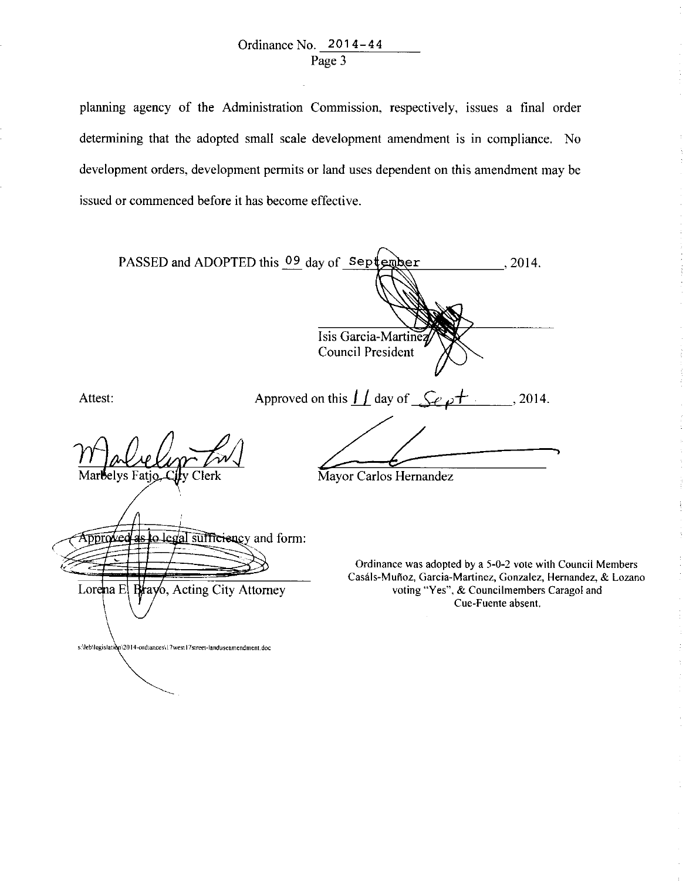planning agency of the Administration Commission, respectively, issues a final order determining that the adopted small scale development amendment is in compliance. No development orders, development permits or land uses dependent on this amendment may be issued or commenced before it has become effective.

PASSED and ADOPTED this 09 day of September, 2014.

Isis Garcia-Martinez
Council President

Attest:

Approved on this 11 day of Sept, 2014.

Marbelys Fatjo, City Clerk

Mayor Carlos Hernandez

Approved as to legal sufficiency and form:

Lorena E. Bravo, Acting City Attorney

Ordinance was adopted by a 5-0-2 vote with Council Members Casáls-Muñoz, Garcia-Martinez, Gonzalez, Hernandez, & Lozano voting "Yes", & Councilmembers Caragol and Cue-Fuente absent.

s:\leb\legislation\2014-ordinances\17west17street-landuseamendment.doc